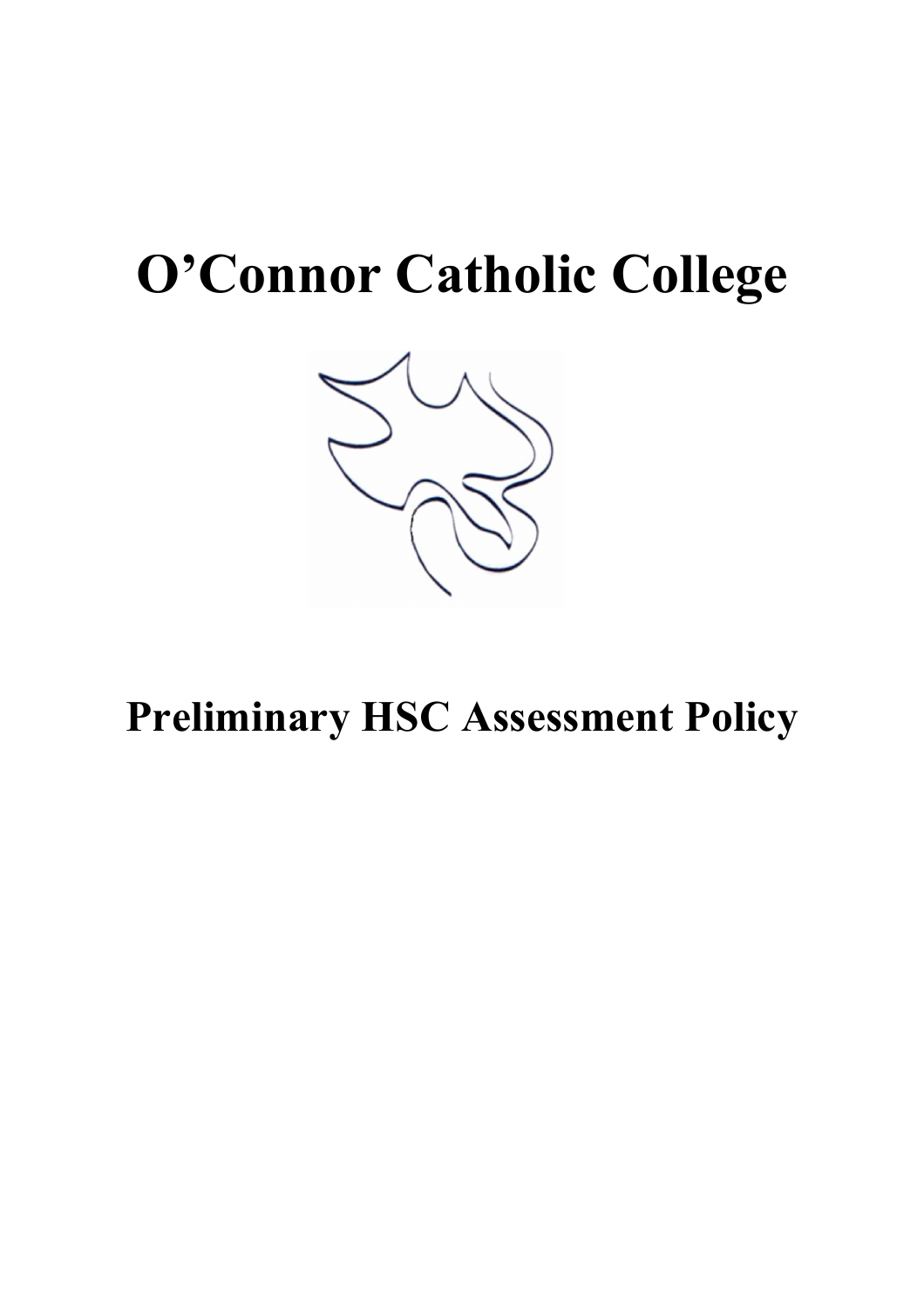# O'Connor Catholic College

## Preliminary HSC Assessment Policy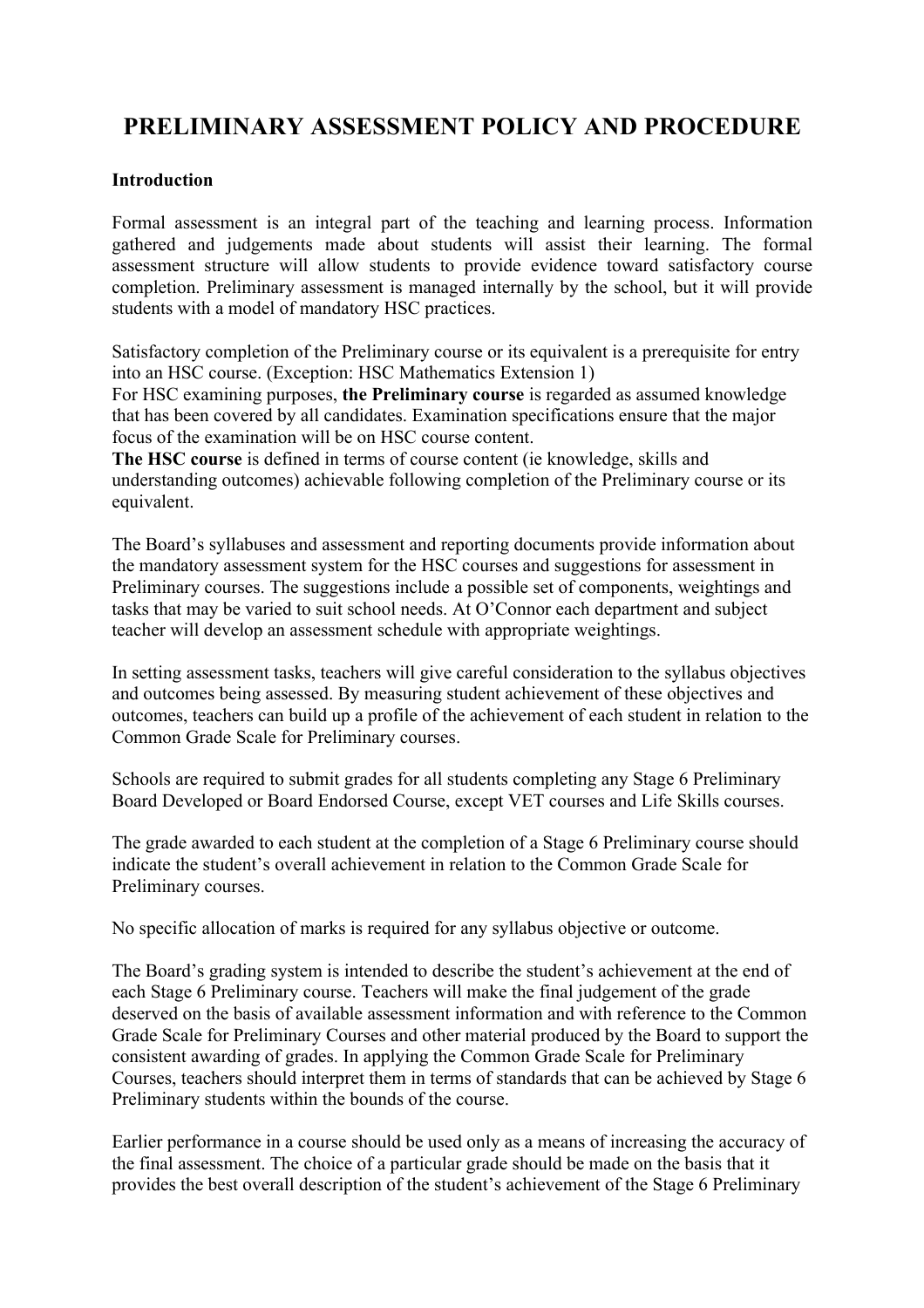# PRELIMINARY ASSESSMENT POLICY AND PROCEDURE

**Introduction**

Formal assessment is an integral part of the teaching and learning process. Information gathered and judgements made about students will assist their learning. The formal assessment structure will allow students to provide evidence toward satisfactory course completion. Preliminary assessment is managed internally by the school, but it will provide students with a model of mandatory HSC practices.

Satisfactory completion of the Preliminary course or its equivalent is a prerequisite for entry into an HSC course. (Exception: HSC Mathematics Extension 1)
For HSC examining purposes, **the Preliminary course** is regarded as assumed knowledge that has been covered by all candidates. Examination specifications ensure that the major focus of the examination will be on HSC course content.
**The HSC course** is defined in terms of course content (ie knowledge, skills and understanding outcomes) achievable following completion of the Preliminary course or its equivalent.

The Board's syllabuses and assessment and reporting documents provide information about the mandatory assessment system for the HSC courses and suggestions for assessment in Preliminary courses. The suggestions include a possible set of components, weightings and tasks that may be varied to suit school needs. At O'Connor each department and subject teacher will develop an assessment schedule with appropriate weightings.

In setting assessment tasks, teachers will give careful consideration to the syllabus objectives and outcomes being assessed. By measuring student achievement of these objectives and outcomes, teachers can build up a profile of the achievement of each student in relation to the Common Grade Scale for Preliminary courses.

Schools are required to submit grades for all students completing any Stage 6 Preliminary Board Developed or Board Endorsed Course, except VET courses and Life Skills courses.

The grade awarded to each student at the completion of a Stage 6 Preliminary course should indicate the student's overall achievement in relation to the Common Grade Scale for Preliminary courses.

No specific allocation of marks is required for any syllabus objective or outcome.

The Board's grading system is intended to describe the student's achievement at the end of each Stage 6 Preliminary course. Teachers will make the final judgement of the grade deserved on the basis of available assessment information and with reference to the Common Grade Scale for Preliminary Courses and other material produced by the Board to support the consistent awarding of grades. In applying the Common Grade Scale for Preliminary Courses, teachers should interpret them in terms of standards that can be achieved by Stage 6 Preliminary students within the bounds of the course.

Earlier performance in a course should be used only as a means of increasing the accuracy of the final assessment. The choice of a particular grade should be made on the basis that it provides the best overall description of the student's achievement of the Stage 6 Preliminary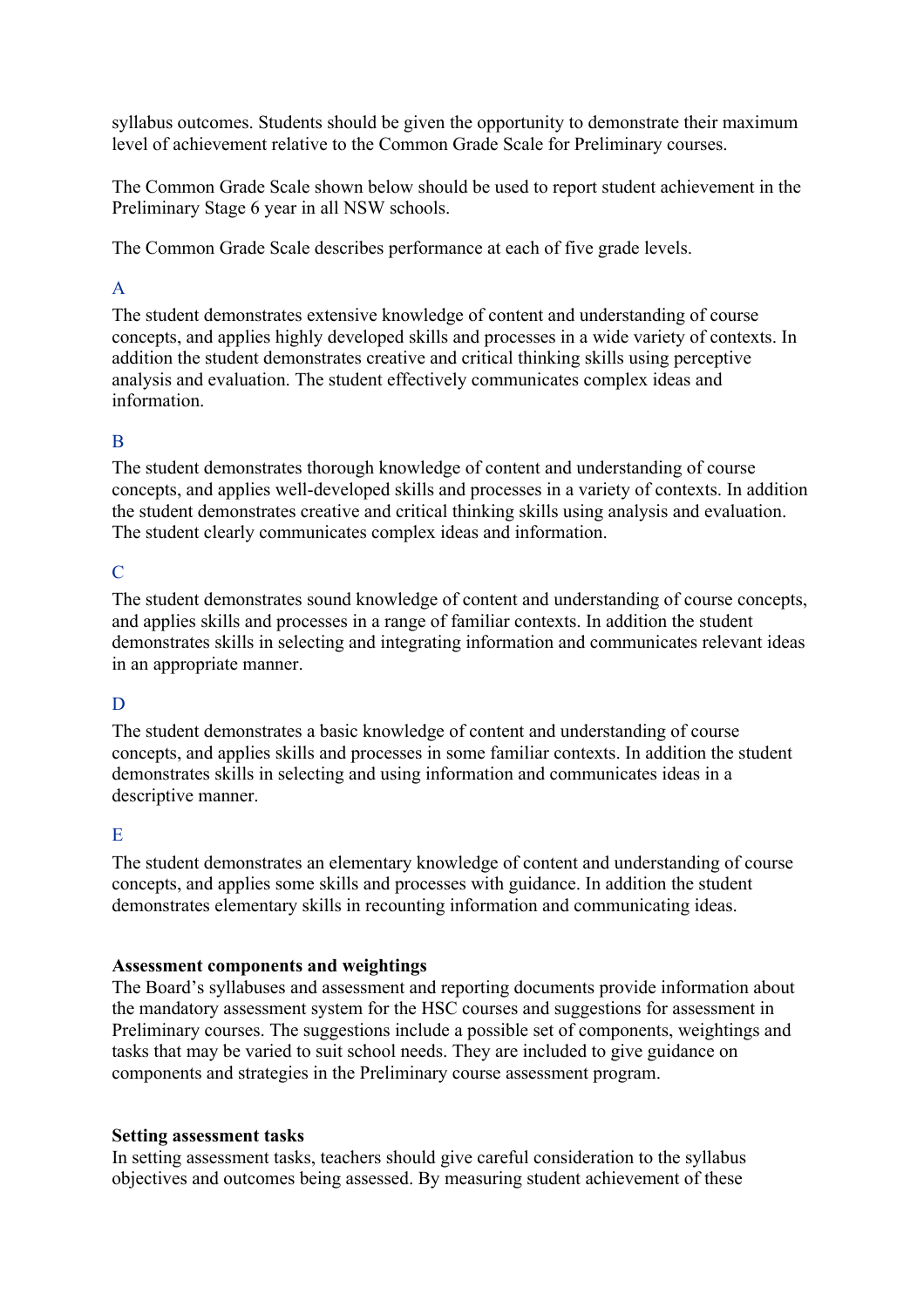syllabus outcomes. Students should be given the opportunity to demonstrate their maximum level of achievement relative to the Common Grade Scale for Preliminary courses.

The Common Grade Scale shown below should be used to report student achievement in the Preliminary Stage 6 year in all NSW schools.

The Common Grade Scale describes performance at each of five grade levels.

A

The student demonstrates extensive knowledge of content and understanding of course concepts, and applies highly developed skills and processes in a wide variety of contexts. In addition the student demonstrates creative and critical thinking skills using perceptive analysis and evaluation. The student effectively communicates complex ideas and information.

B

The student demonstrates thorough knowledge of content and understanding of course concepts, and applies well-developed skills and processes in a variety of contexts. In addition the student demonstrates creative and critical thinking skills using analysis and evaluation. The student clearly communicates complex ideas and information.

C

The student demonstrates sound knowledge of content and understanding of course concepts, and applies skills and processes in a range of familiar contexts. In addition the student demonstrates skills in selecting and integrating information and communicates relevant ideas in an appropriate manner.

D

The student demonstrates a basic knowledge of content and understanding of course concepts, and applies skills and processes in some familiar contexts. In addition the student demonstrates skills in selecting and using information and communicates ideas in a descriptive manner.

E

The student demonstrates an elementary knowledge of content and understanding of course concepts, and applies some skills and processes with guidance. In addition the student demonstrates elementary skills in recounting information and communicating ideas.

**Assessment components and weightings**

The Board's syllabuses and assessment and reporting documents provide information about the mandatory assessment system for the HSC courses and suggestions for assessment in Preliminary courses. The suggestions include a possible set of components, weightings and tasks that may be varied to suit school needs. They are included to give guidance on components and strategies in the Preliminary course assessment program.

**Setting assessment tasks**

In setting assessment tasks, teachers should give careful consideration to the syllabus objectives and outcomes being assessed. By measuring student achievement of these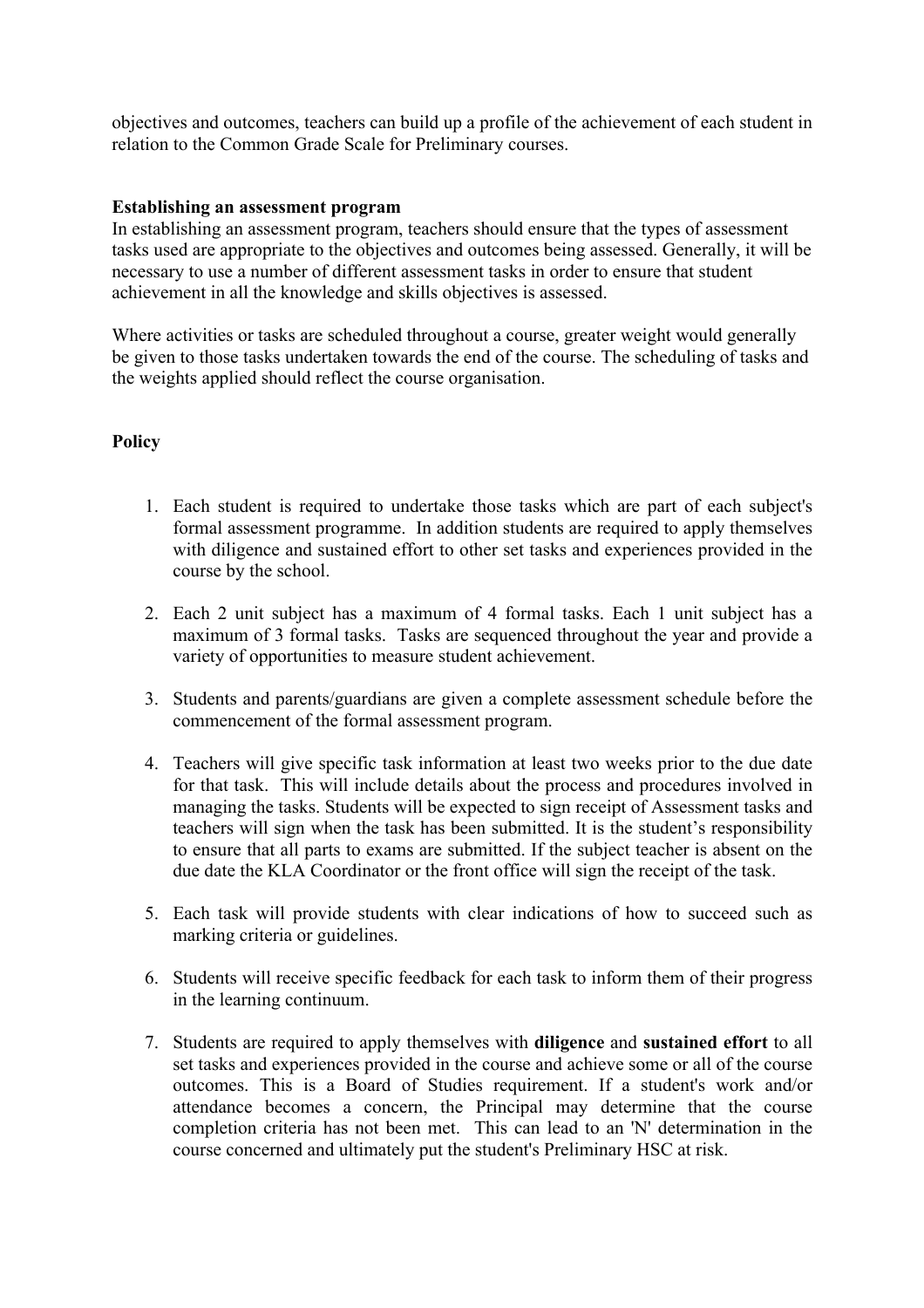objectives and outcomes, teachers can build up a profile of the achievement of each student in relation to the Common Grade Scale for Preliminary courses.

**Establishing an assessment program**

In establishing an assessment program, teachers should ensure that the types of assessment tasks used are appropriate to the objectives and outcomes being assessed. Generally, it will be necessary to use a number of different assessment tasks in order to ensure that student achievement in all the knowledge and skills objectives is assessed.

Where activities or tasks are scheduled throughout a course, greater weight would generally be given to those tasks undertaken towards the end of the course. The scheduling of tasks and the weights applied should reflect the course organisation.

**Policy**

1. Each student is required to undertake those tasks which are part of each subject's formal assessment programme. In addition students are required to apply themselves with diligence and sustained effort to other set tasks and experiences provided in the course by the school.

2. Each 2 unit subject has a maximum of 4 formal tasks. Each 1 unit subject has a maximum of 3 formal tasks. Tasks are sequenced throughout the year and provide a variety of opportunities to measure student achievement.

3. Students and parents/guardians are given a complete assessment schedule before the commencement of the formal assessment program.

4. Teachers will give specific task information at least two weeks prior to the due date for that task. This will include details about the process and procedures involved in managing the tasks. Students will be expected to sign receipt of Assessment tasks and teachers will sign when the task has been submitted. It is the student's responsibility to ensure that all parts to exams are submitted. If the subject teacher is absent on the due date the KLA Coordinator or the front office will sign the receipt of the task.

5. Each task will provide students with clear indications of how to succeed such as marking criteria or guidelines.

6. Students will receive specific feedback for each task to inform them of their progress in the learning continuum.

7. Students are required to apply themselves with **diligence** and **sustained effort** to all set tasks and experiences provided in the course and achieve some or all of the course outcomes. This is a Board of Studies requirement. If a student's work and/or attendance becomes a concern, the Principal may determine that the course completion criteria has not been met. This can lead to an 'N' determination in the course concerned and ultimately put the student's Preliminary HSC at risk.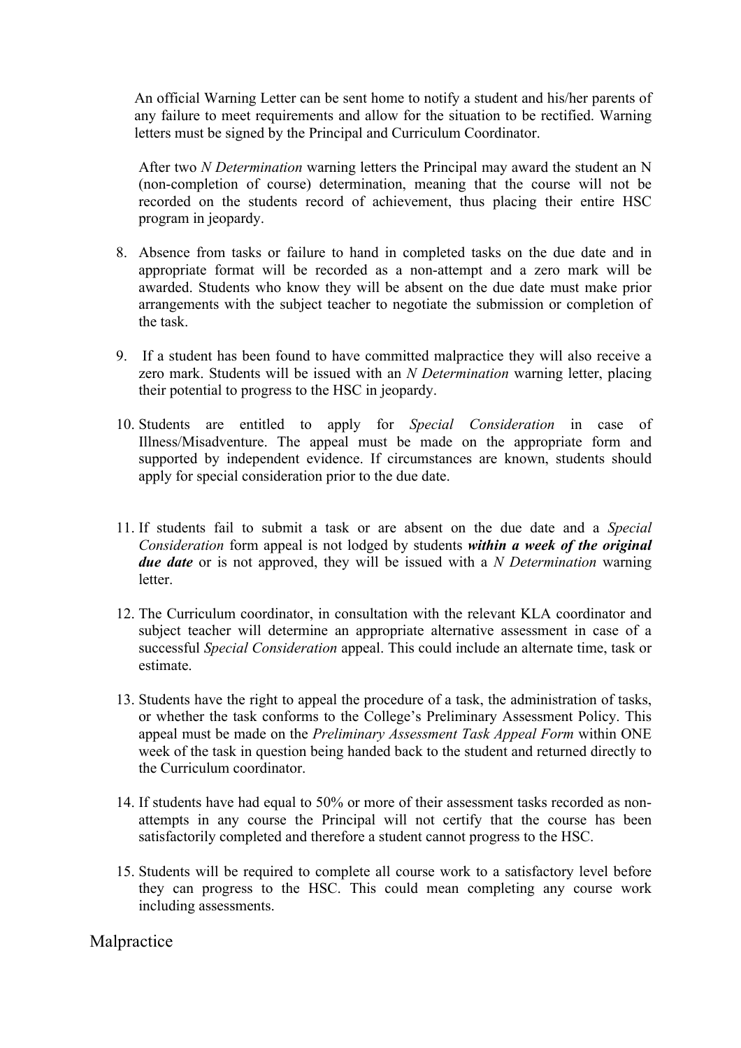An official Warning Letter can be sent home to notify a student and his/her parents of any failure to meet requirements and allow for the situation to be rectified. Warning letters must be signed by the Principal and Curriculum Coordinator.

After two *N Determination* warning letters the Principal may award the student an N (non-completion of course) determination, meaning that the course will not be recorded on the students record of achievement, thus placing their entire HSC program in jeopardy.

8. Absence from tasks or failure to hand in completed tasks on the due date and in appropriate format will be recorded as a non-attempt and a zero mark will be awarded. Students who know they will be absent on the due date must make prior arrangements with the subject teacher to negotiate the submission or completion of the task.

9. If a student has been found to have committed malpractice they will also receive a zero mark. Students will be issued with an *N Determination* warning letter, placing their potential to progress to the HSC in jeopardy.

10. Students are entitled to apply for *Special Consideration* in case of Illness/Misadventure. The appeal must be made on the appropriate form and supported by independent evidence. If circumstances are known, students should apply for special consideration prior to the due date.

11. If students fail to submit a task or are absent on the due date and a *Special Consideration* form appeal is not lodged by students ***within a week of the original due date*** or is not approved, they will be issued with a *N Determination* warning letter.

12. The Curriculum coordinator, in consultation with the relevant KLA coordinator and subject teacher will determine an appropriate alternative assessment in case of a successful *Special Consideration* appeal. This could include an alternate time, task or estimate.

13. Students have the right to appeal the procedure of a task, the administration of tasks, or whether the task conforms to the College's Preliminary Assessment Policy. This appeal must be made on the *Preliminary Assessment Task Appeal Form* within ONE week of the task in question being handed back to the student and returned directly to the Curriculum coordinator.

14. If students have had equal to 50% or more of their assessment tasks recorded as non-attempts in any course the Principal will not certify that the course has been satisfactorily completed and therefore a student cannot progress to the HSC.

15. Students will be required to complete all course work to a satisfactory level before they can progress to the HSC. This could mean completing any course work including assessments.

## Malpractice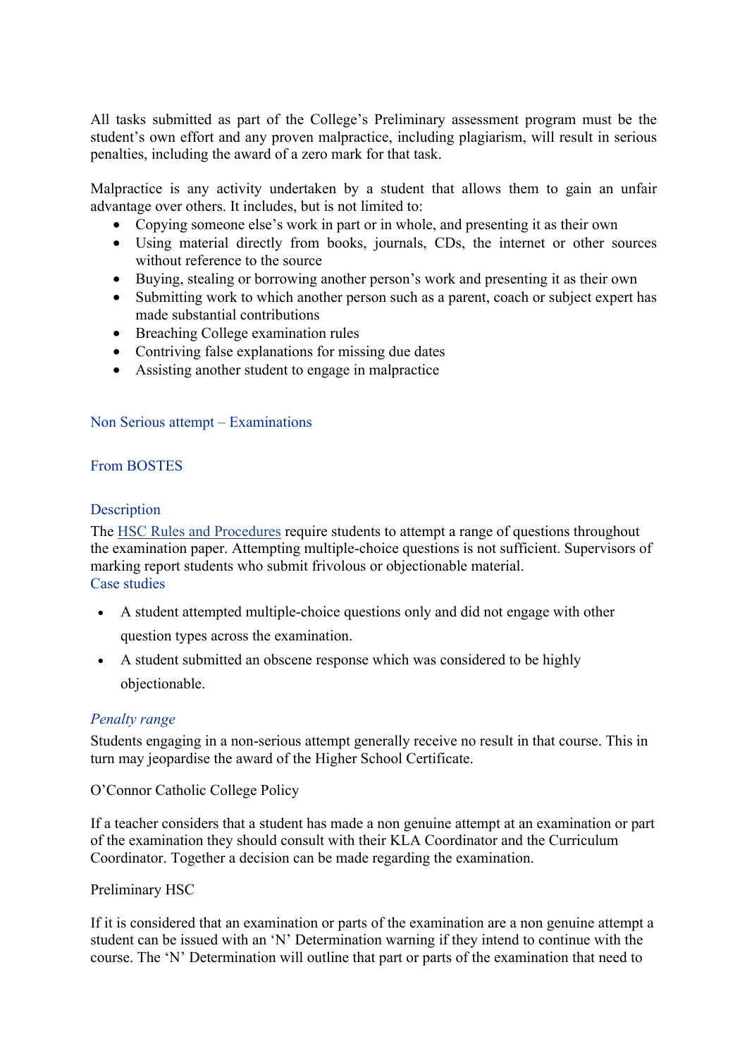All tasks submitted as part of the College's Preliminary assessment program must be the student's own effort and any proven malpractice, including plagiarism, will result in serious penalties, including the award of a zero mark for that task.

Malpractice is any activity undertaken by a student that allows them to gain an unfair advantage over others. It includes, but is not limited to:

- Copying someone else's work in part or in whole, and presenting it as their own
- Using material directly from books, journals, CDs, the internet or other sources without reference to the source
- Buying, stealing or borrowing another person's work and presenting it as their own
- Submitting work to which another person such as a parent, coach or subject expert has made substantial contributions
- Breaching College examination rules
- Contriving false explanations for missing due dates
- Assisting another student to engage in malpractice

### Non Serious attempt – Examinations

### From BOSTES

#### Description

The HSC Rules and Procedures require students to attempt a range of questions throughout the examination paper. Attempting multiple-choice questions is not sufficient. Supervisors of marking report students who submit frivolous or objectionable material.

#### Case studies

- A student attempted multiple-choice questions only and did not engage with other question types across the examination.
- A student submitted an obscene response which was considered to be highly objectionable.

#### *Penalty range*

Students engaging in a non-serious attempt generally receive no result in that course. This in turn may jeopardise the award of the Higher School Certificate.

O'Connor Catholic College Policy

If a teacher considers that a student has made a non genuine attempt at an examination or part of the examination they should consult with their KLA Coordinator and the Curriculum Coordinator. Together a decision can be made regarding the examination.

Preliminary HSC

If it is considered that an examination or parts of the examination are a non genuine attempt a student can be issued with an 'N' Determination warning if they intend to continue with the course. The 'N' Determination will outline that part or parts of the examination that need to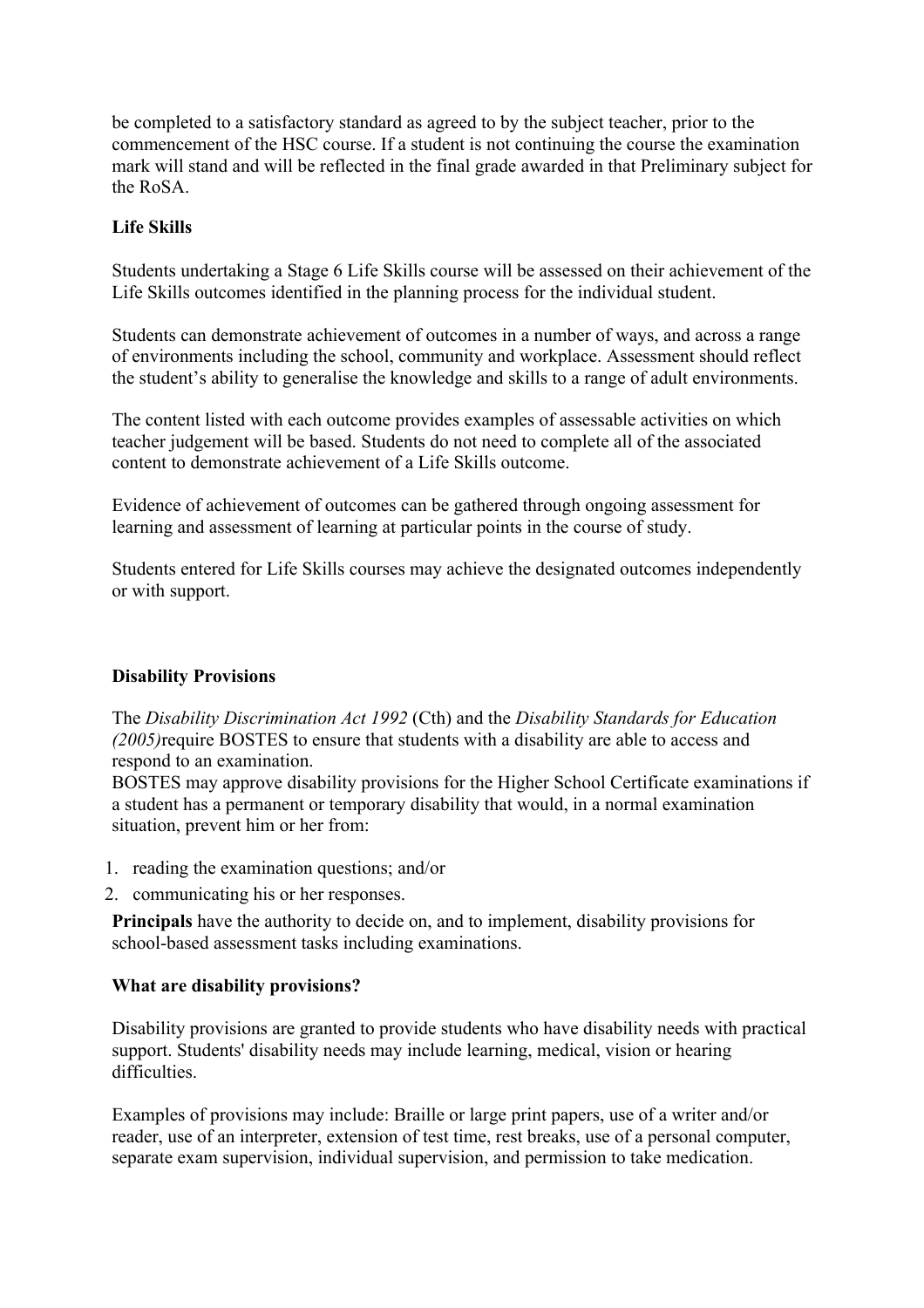be completed to a satisfactory standard as agreed to by the subject teacher, prior to the commencement of the HSC course. If a student is not continuing the course the examination mark will stand and will be reflected in the final grade awarded in that Preliminary subject for the RoSA.

**Life Skills**

Students undertaking a Stage 6 Life Skills course will be assessed on their achievement of the Life Skills outcomes identified in the planning process for the individual student.

Students can demonstrate achievement of outcomes in a number of ways, and across a range of environments including the school, community and workplace. Assessment should reflect the student's ability to generalise the knowledge and skills to a range of adult environments.

The content listed with each outcome provides examples of assessable activities on which teacher judgement will be based. Students do not need to complete all of the associated content to demonstrate achievement of a Life Skills outcome.

Evidence of achievement of outcomes can be gathered through ongoing assessment for learning and assessment of learning at particular points in the course of study.

Students entered for Life Skills courses may achieve the designated outcomes independently or with support.

**Disability Provisions**

The *Disability Discrimination Act 1992* (Cth) and the *Disability Standards for Education (2005)*require BOSTES to ensure that students with a disability are able to access and respond to an examination.
BOSTES may approve disability provisions for the Higher School Certificate examinations if a student has a permanent or temporary disability that would, in a normal examination situation, prevent him or her from:

1. reading the examination questions; and/or
2. communicating his or her responses.

**Principals** have the authority to decide on, and to implement, disability provisions for school-based assessment tasks including examinations.

**What are disability provisions?**

Disability provisions are granted to provide students who have disability needs with practical support. Students' disability needs may include learning, medical, vision or hearing difficulties.

Examples of provisions may include: Braille or large print papers, use of a writer and/or reader, use of an interpreter, extension of test time, rest breaks, use of a personal computer, separate exam supervision, individual supervision, and permission to take medication.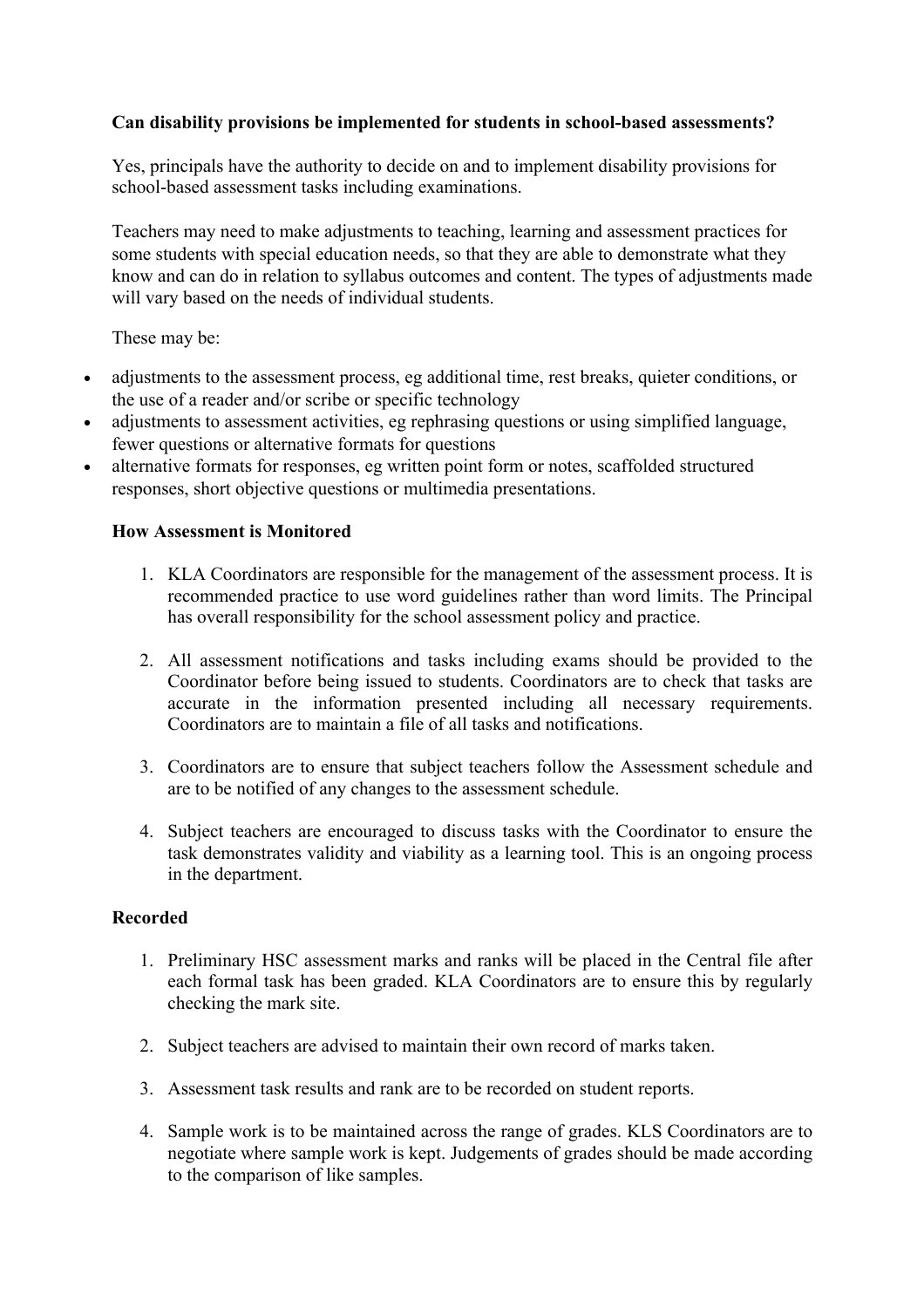**Can disability provisions be implemented for students in school-based assessments?**

Yes, principals have the authority to decide on and to implement disability provisions for school-based assessment tasks including examinations.

Teachers may need to make adjustments to teaching, learning and assessment practices for some students with special education needs, so that they are able to demonstrate what they know and can do in relation to syllabus outcomes and content. The types of adjustments made will vary based on the needs of individual students.

These may be:

- adjustments to the assessment process, eg additional time, rest breaks, quieter conditions, or the use of a reader and/or scribe or specific technology
- adjustments to assessment activities, eg rephrasing questions or using simplified language, fewer questions or alternative formats for questions
- alternative formats for responses, eg written point form or notes, scaffolded structured responses, short objective questions or multimedia presentations.

**How Assessment is Monitored**

1. KLA Coordinators are responsible for the management of the assessment process. It is recommended practice to use word guidelines rather than word limits. The Principal has overall responsibility for the school assessment policy and practice.

2. All assessment notifications and tasks including exams should be provided to the Coordinator before being issued to students. Coordinators are to check that tasks are accurate in the information presented including all necessary requirements. Coordinators are to maintain a file of all tasks and notifications.

3. Coordinators are to ensure that subject teachers follow the Assessment schedule and are to be notified of any changes to the assessment schedule.

4. Subject teachers are encouraged to discuss tasks with the Coordinator to ensure the task demonstrates validity and viability as a learning tool. This is an ongoing process in the department.

**Recorded**

1. Preliminary HSC assessment marks and ranks will be placed in the Central file after each formal task has been graded. KLA Coordinators are to ensure this by regularly checking the mark site.

2. Subject teachers are advised to maintain their own record of marks taken.

3. Assessment task results and rank are to be recorded on student reports.

4. Sample work is to be maintained across the range of grades. KLS Coordinators are to negotiate where sample work is kept. Judgements of grades should be made according to the comparison of like samples.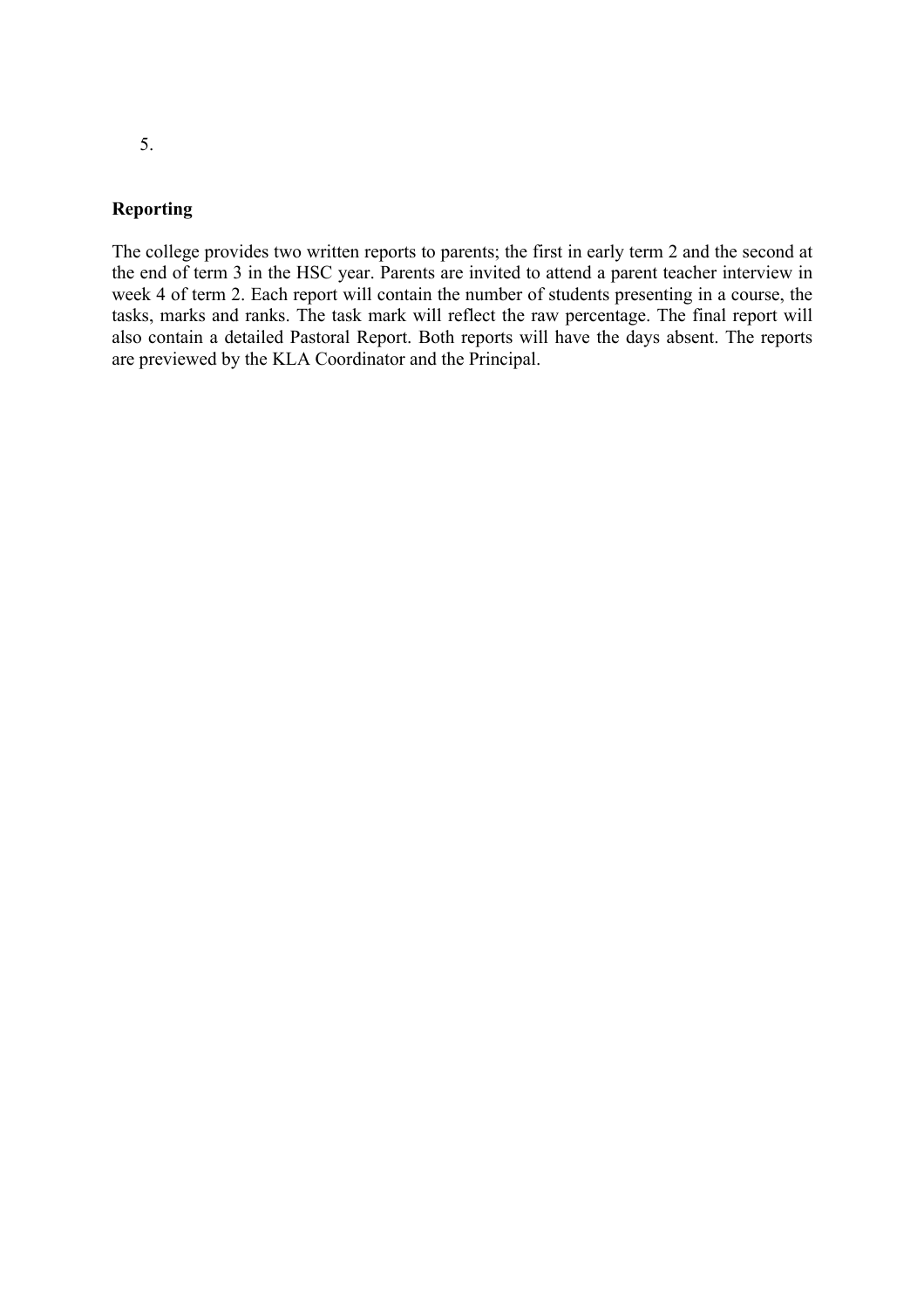5.

**Reporting**

The college provides two written reports to parents; the first in early term 2 and the second at the end of term 3 in the HSC year. Parents are invited to attend a parent teacher interview in week 4 of term 2. Each report will contain the number of students presenting in a course, the tasks, marks and ranks. The task mark will reflect the raw percentage. The final report will also contain a detailed Pastoral Report. Both reports will have the days absent. The reports are previewed by the KLA Coordinator and the Principal.